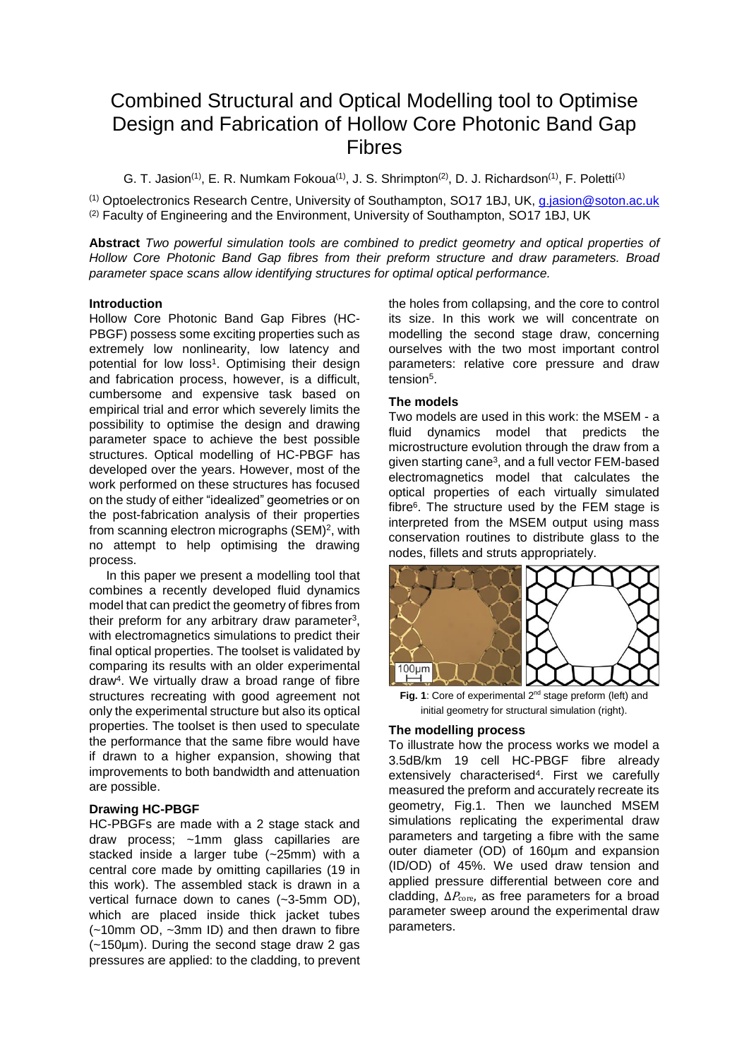# Combined Structural and Optical Modelling tool to Optimise Design and Fabrication of Hollow Core Photonic Band Gap Fibres

G. T. Jasion[(1)], E. R. Numkam Fokoua[(1)], J. S. Shrimpton[(2)], D. J. Richardson[(1)], F. Poletti[(1)]

[(1)] Optoelectronics Research Centre, University of Southampton, SO17 1BJ, UK, g.jasion@soton.ac.uk
[(2)] Faculty of Engineering and the Environment, University of Southampton, SO17 1BJ, UK

**Abstract** *Two powerful simulation tools are combined to predict geometry and optical properties of Hollow Core Photonic Band Gap fibres from their preform structure and draw parameters. Broad parameter space scans allow identifying structures for optimal optical performance.*

## Introduction

Hollow Core Photonic Band Gap Fibres (HC-PBGF) possess some exciting properties such as extremely low nonlinearity, low latency and potential for low loss[1]. Optimising their design and fabrication process, however, is a difficult, cumbersome and expensive task based on empirical trial and error which severely limits the possibility to optimise the design and drawing parameter space to achieve the best possible structures. Optical modelling of HC-PBGF has developed over the years. However, most of the work performed on these structures has focused on the study of either "idealized" geometries or on the post-fabrication analysis of their properties from scanning electron micrographs (SEM)[2], with no attempt to help optimising the drawing process.

In this paper we present a modelling tool that combines a recently developed fluid dynamics model that can predict the geometry of fibres from their preform for any arbitrary draw parameter[3], with electromagnetics simulations to predict their final optical properties. The toolset is validated by comparing its results with an older experimental draw[4]. We virtually draw a broad range of fibre structures recreating with good agreement not only the experimental structure but also its optical properties. The toolset is then used to speculate the performance that the same fibre would have if drawn to a higher expansion, showing that improvements to both bandwidth and attenuation are possible.

## Drawing HC-PBGF

HC-PBGFs are made with a 2 stage stack and draw process; ~1mm glass capillaries are stacked inside a larger tube (~25mm) with a central core made by omitting capillaries (19 in this work). The assembled stack is drawn in a vertical furnace down to canes (~3-5mm OD), which are placed inside thick jacket tubes (~10mm OD, ~3mm ID) and then drawn to fibre (~150µm). During the second stage draw 2 gas pressures are applied: to the cladding, to prevent the holes from collapsing, and the core to control its size. In this work we will concentrate on modelling the second stage draw, concerning ourselves with the two most important control parameters: relative core pressure and draw tension[5].

## The models

Two models are used in this work: the MSEM - a fluid dynamics model that predicts the microstructure evolution through the draw from a given starting cane[3], and a full vector FEM-based electromagnetics model that calculates the optical properties of each virtually simulated fibre[6]. The structure used by the FEM stage is interpreted from the MSEM output using mass conservation routines to distribute glass to the nodes, fillets and struts appropriately.

**Fig. 1**: Core of experimental 2[nd] stage preform (left) and initial geometry for structural simulation (right).

## The modelling process

To illustrate how the process works we model a 3.5dB/km 19 cell HC-PBGF fibre already extensively characterised[4]. First we carefully measured the preform and accurately recreate its geometry, Fig.1. Then we launched MSEM simulations replicating the experimental draw parameters and targeting a fibre with the same outer diameter (OD) of 160µm and expansion (ID/OD) of 45%. We used draw tension and applied pressure differential between core and cladding, $\Delta P_{core}$, as free parameters for a broad parameter sweep around the experimental draw parameters.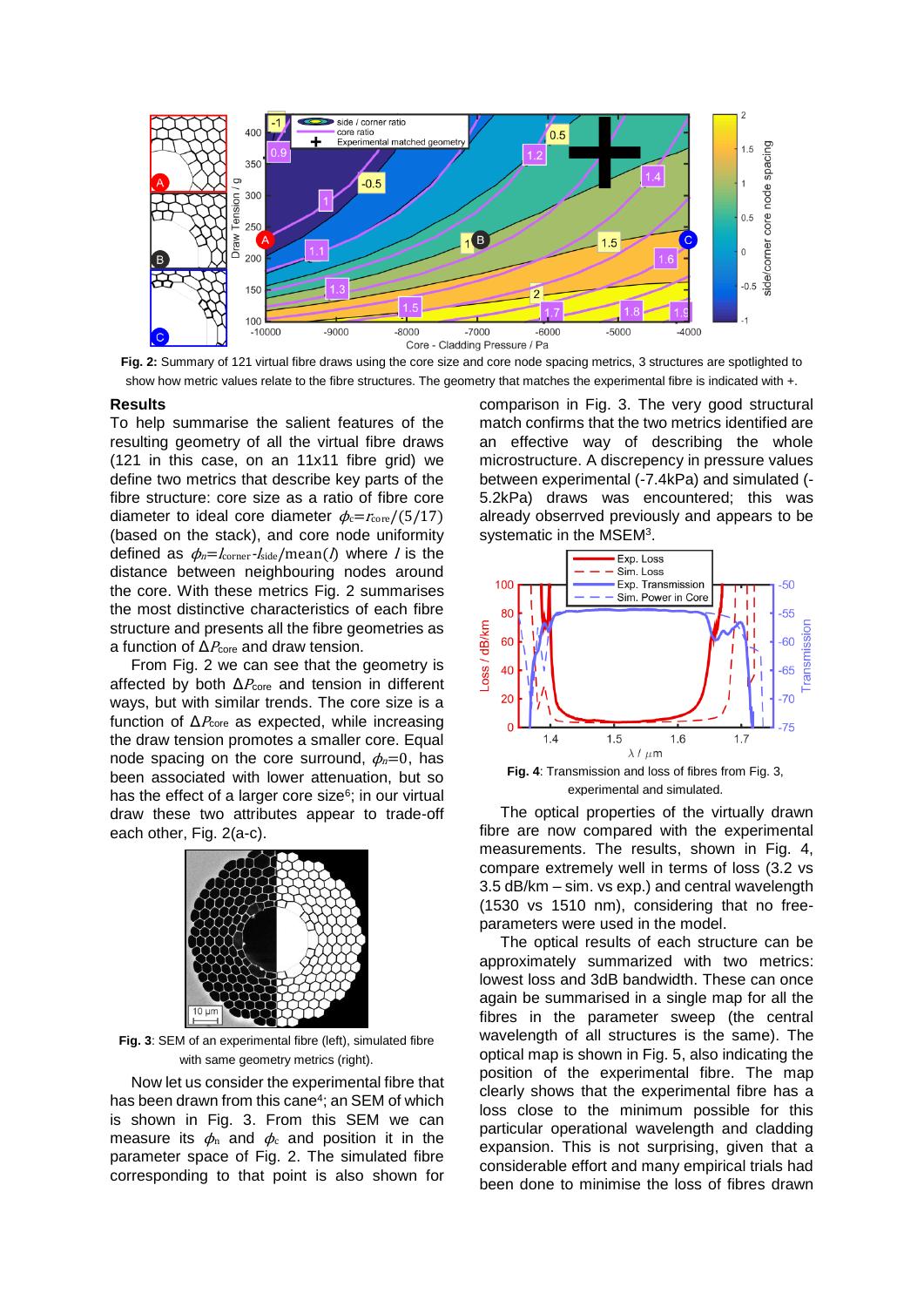Fig. 2: Summary of 121 virtual fibre draws using the core size and core node spacing metrics, 3 structures are spotlighted to show how metric values relate to the fibre structures. The geometry that matches the experimental fibre is indicated with +.

## Results

To help summarise the salient features of the resulting geometry of all the virtual fibre draws (121 in this case, on an 11x11 fibre grid) we define two metrics that describe key parts of the fibre structure: core size as a ratio of fibre core diameter to ideal core diameter $\phi_c = r_{core}/(5/17)$ (based on the stack), and core node uniformity defined as $\phi_n = l_{corner} - l_{side}/\mathrm{mean}(l)$ where $l$ is the distance between neighbouring nodes around the core. With these metrics Fig. 2 summarises the most distinctive characteristics of each fibre structure and presents all the fibre geometries as a function of $\Delta P_{core}$ and draw tension.

From Fig. 2 we can see that the geometry is affected by both $\Delta P_{core}$ and tension in different ways, but with similar trends. The core size is a function of $\Delta P_{core}$ as expected, while increasing the draw tension promotes a smaller core. Equal node spacing on the core surround, $\phi_n = 0$, has been associated with lower attenuation, but so has the effect of a larger core size[6]; in our virtual draw these two attributes appear to trade-off each other, Fig. 2(a-c).

Fig. 3: SEM of an experimental fibre (left), simulated fibre with same geometry metrics (right).

Now let us consider the experimental fibre that has been drawn from this cane[4]; an SEM of which is shown in Fig. 3. From this SEM we can measure its $\phi_n$ and $\phi_c$ and position it in the parameter space of Fig. 2. The simulated fibre corresponding to that point is also shown for comparison in Fig. 3. The very good structural match confirms that the two metrics identified are an effective way of describing the whole microstructure. A discrepency in pressure values between experimental (-7.4kPa) and simulated (-5.2kPa) draws was encountered; this was already observed previously and appears to be systematic in the MSEM[3].

Fig. 4: Transmission and loss of fibres from Fig. 3, experimental and simulated.

The optical properties of the virtually drawn fibre are now compared with the experimental measurements. The results, shown in Fig. 4, compare extremely well in terms of loss (3.2 vs 3.5 dB/km – sim. vs exp.) and central wavelength (1530 vs 1510 nm), considering that no free-parameters were used in the model.

The optical results of each structure can be approximately summarized with two metrics: lowest loss and 3dB bandwidth. These can once again be summarised in a single map for all the fibres in the parameter sweep (the central wavelength of all structures is the same). The optical map is shown in Fig. 5, also indicating the position of the experimental fibre. The map clearly shows that the experimental fibre has a loss close to the minimum possible for this particular operational wavelength and cladding expansion. This is not surprising, given that a considerable effort and many empirical trials had been done to minimise the loss of fibres drawn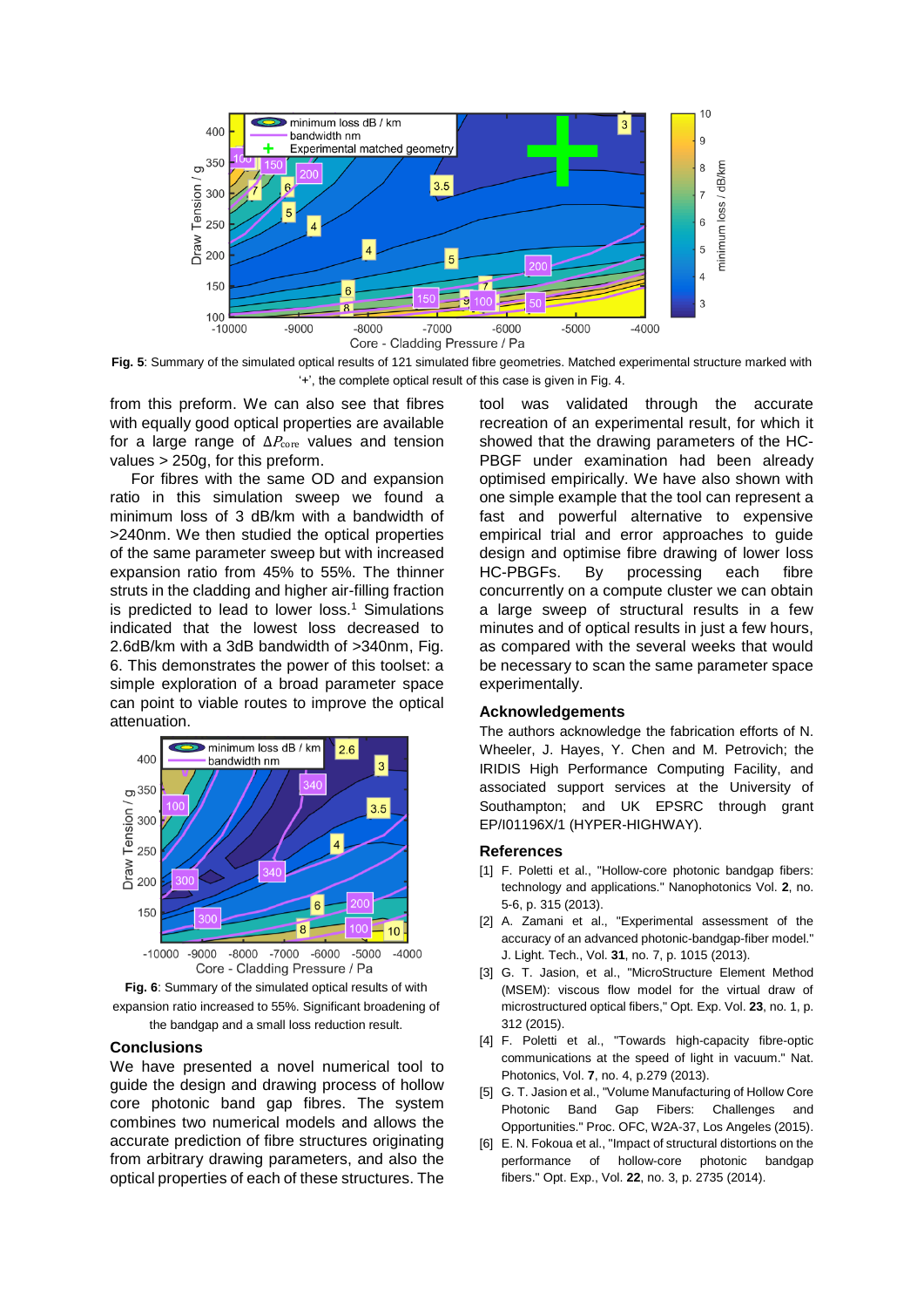Core - Cladding Pressure / Pa

Draw Tension / g

minimum loss dB / km

bandwidth nm

Experimental matched geometry

minimum loss / dB/km

**Fig. 5**: Summary of the simulated optical results of 121 simulated fibre geometries. Matched experimental structure marked with '+', the complete optical result of this case is given in Fig. 4.

from this preform. We can also see that fibres with equally good optical properties are available for a large range of $\Delta P_{core}$ values and tension values > 250g, for this preform.

For fibres with the same OD and expansion ratio in this simulation sweep we found a minimum loss of 3 dB/km with a bandwidth of >240nm. We then studied the optical properties of the same parameter sweep but with increased expansion ratio from 45% to 55%. The thinner struts in the cladding and higher air-filling fraction is predicted to lead to lower loss.[1] Simulations indicated that the lowest loss decreased to 2.6dB/km with a 3dB bandwidth of >340nm, Fig. 6. This demonstrates the power of this toolset: a simple exploration of a broad parameter space can point to viable routes to improve the optical attenuation.

Core - Cladding Pressure / Pa

Draw Tension / g

minimum loss dB / km

bandwidth nm

**Fig. 6**: Summary of the simulated optical results of with expansion ratio increased to 55%. Significant broadening of the bandgap and a small loss reduction result.

## Conclusions

We have presented a novel numerical tool to guide the design and drawing process of hollow core photonic band gap fibres. The system combines two numerical models and allows the accurate prediction of fibre structures originating from arbitrary drawing parameters, and also the optical properties of each of these structures. The tool was validated through the accurate recreation of an experimental result, for which it showed that the drawing parameters of the HC-PBGF under examination had been already optimised empirically. We have also shown with one simple example that the tool can represent a fast and powerful alternative to expensive empirical trial and error approaches to guide design and optimise fibre drawing of lower loss HC-PBGFs. By processing each fibre concurrently on a compute cluster we can obtain a large sweep of structural results in a few minutes and of optical results in just a few hours, as compared with the several weeks that would be necessary to scan the same parameter space experimentally.

## Acknowledgements

The authors acknowledge the fabrication efforts of N. Wheeler, J. Hayes, Y. Chen and M. Petrovich; the IRIDIS High Performance Computing Facility, and associated support services at the University of Southampton; and UK EPSRC through grant EP/I01196X/1 (HYPER-HIGHWAY).

## References

[1] F. Poletti et al., "Hollow-core photonic bandgap fibers: technology and applications." Nanophotonics Vol. **2**, no. 5-6, p. 315 (2013).

[2] A. Zamani et al., "Experimental assessment of the accuracy of an advanced photonic-bandgap-fiber model." J. Light. Tech., Vol. **31**, no. 7, p. 1015 (2013).

[3] G. T. Jasion, et al., "MicroStructure Element Method (MSEM): viscous flow model for the virtual draw of microstructured optical fibers," Opt. Exp. Vol. **23**, no. 1, p. 312 (2015).

[4] F. Poletti et al., "Towards high-capacity fibre-optic communications at the speed of light in vacuum." Nat. Photonics, Vol. **7**, no. 4, p.279 (2013).

[5] G. T. Jasion et al., "Volume Manufacturing of Hollow Core Photonic Band Gap Fibers: Challenges and Opportunities." Proc. OFC, W2A-37, Los Angeles (2015).

[6] E. N. Fokoua et al., "Impact of structural distortions on the performance of hollow-core photonic bandgap fibers." Opt. Exp., Vol. **22**, no. 3, p. 2735 (2014).